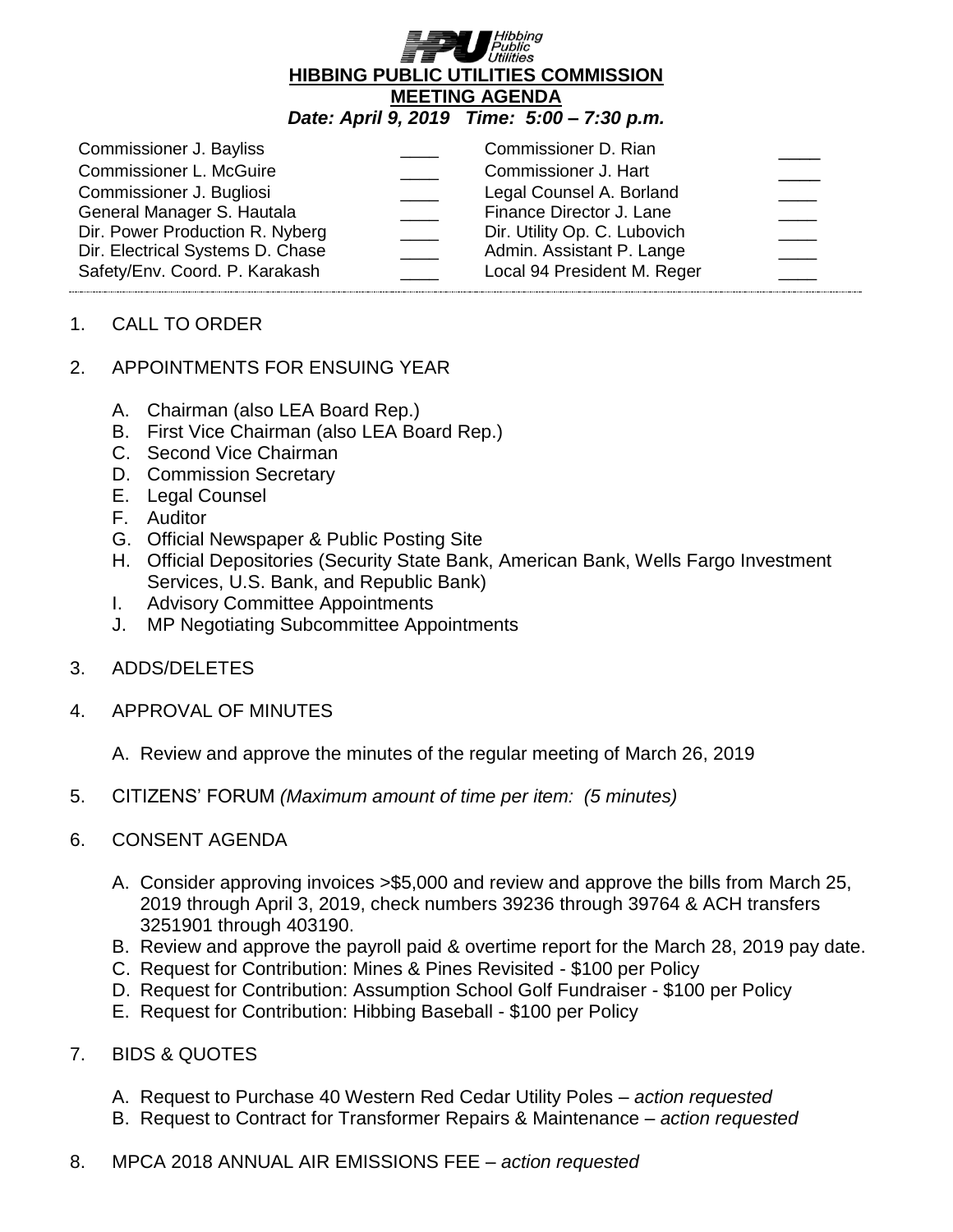# HIBBING PUBLIC UTILITIES COMMISSION

## MEETING AGENDA

***Date: April 9, 2019 Time: 5:00 – 7:30 p.m.***

| | | | |
|---|---|---|---|
| Commissioner J. Bayliss | ____ | Commissioner D. Rian | ____ |
| Commissioner L. McGuire | ____ | Commissioner J. Hart | ____ |
| Commissioner J. Bugliosi | ____ | Legal Counsel A. Borland | ____ |
| General Manager S. Hautala | ____ | Finance Director J. Lane | ____ |
| Dir. Power Production R. Nyberg | ____ | Dir. Utility Op. C. Lubovich | ____ |
| Dir. Electrical Systems D. Chase | ____ | Admin. Assistant P. Lange | ____ |
| Safety/Env. Coord. P. Karakash | ____ | Local 94 President M. Reger | ____ |

1. CALL TO ORDER

2. APPOINTMENTS FOR ENSUING YEAR

   A. Chairman (also LEA Board Rep.)
   B. First Vice Chairman (also LEA Board Rep.)
   C. Second Vice Chairman
   D. Commission Secretary
   E. Legal Counsel
   F. Auditor
   G. Official Newspaper & Public Posting Site
   H. Official Depositories (Security State Bank, American Bank, Wells Fargo Investment Services, U.S. Bank, and Republic Bank)
   I. Advisory Committee Appointments
   J. MP Negotiating Subcommittee Appointments

3. ADDS/DELETES

4. APPROVAL OF MINUTES

   A. Review and approve the minutes of the regular meeting of March 26, 2019

5. CITIZENS' FORUM *(Maximum amount of time per item: (5 minutes)*

6. CONSENT AGENDA

   A. Consider approving invoices >$5,000 and review and approve the bills from March 25, 2019 through April 3, 2019, check numbers 39236 through 39764 & ACH transfers 3251901 through 403190.
   B. Review and approve the payroll paid & overtime report for the March 28, 2019 pay date.
   C. Request for Contribution: Mines & Pines Revisited - $100 per Policy
   D. Request for Contribution: Assumption School Golf Fundraiser - $100 per Policy
   E. Request for Contribution: Hibbing Baseball - $100 per Policy

7. BIDS & QUOTES

   A. Request to Purchase 40 Western Red Cedar Utility Poles – *action requested*
   B. Request to Contract for Transformer Repairs & Maintenance – *action requested*

8. MPCA 2018 ANNUAL AIR EMISSIONS FEE – *action requested*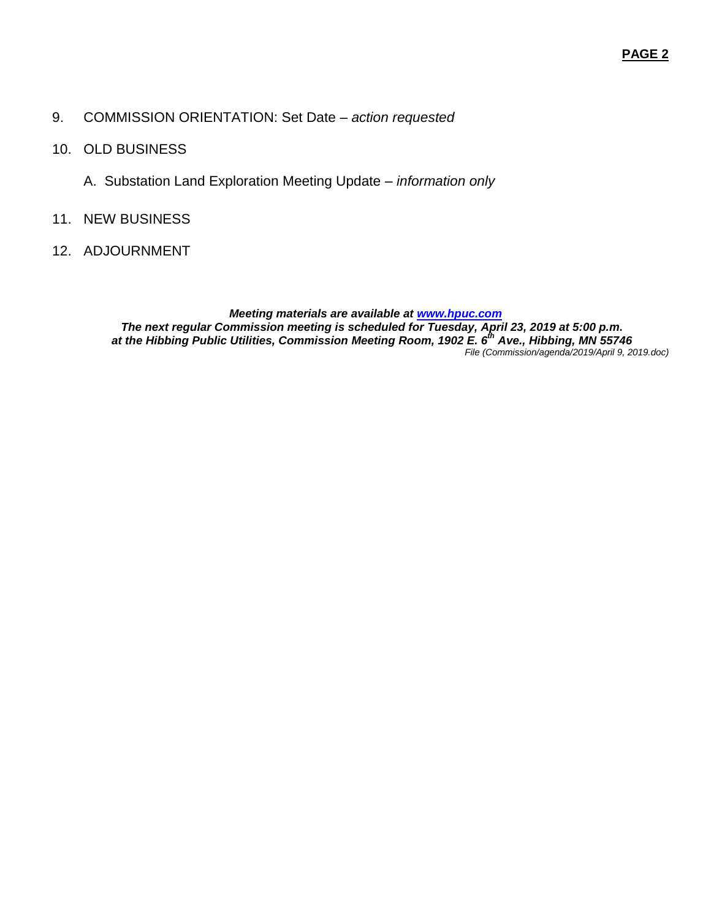9. COMMISSION ORIENTATION: Set Date – *action requested*

10. OLD BUSINESS

    A. Substation Land Exploration Meeting Update – *information only*

11. NEW BUSINESS

12. ADJOURNMENT

***Meeting materials are available at [www.hpuc.com](http://www.hpuc.com)***
***The next regular Commission meeting is scheduled for Tuesday, April 23, 2019 at 5:00 p.m.***
***at the Hibbing Public Utilities, Commission Meeting Room, 1902 E. 6th Ave., Hibbing, MN 55746***

*File (Commission/agenda/2019/April 9, 2019.doc)*